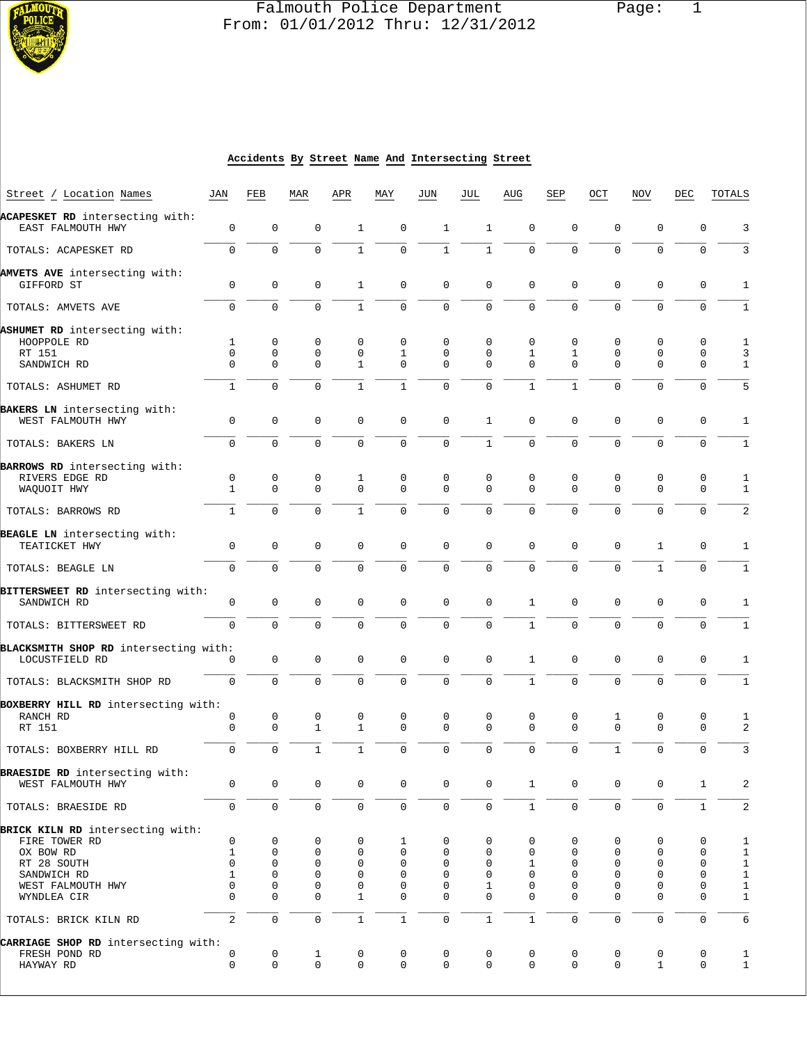# Falmouth Police Department

From: 01/01/2012 Thru: 12/31/2012

## Accidents By Street Name And Intersecting Street

| Street / Location Names | JAN | FEB | MAR | APR | MAY | JUN | JUL | AUG | SEP | OCT | NOV | DEC | TOTALS |
|---|---|---|---|---|---|---|---|---|---|---|---|---|---|
| **ACAPESKET RD** intersecting with: | | | | | | | | | | | | | |
| EAST FALMOUTH HWY | 0 | 0 | 0 | 1 | 0 | 1 | 1 | 0 | 0 | 0 | 0 | 0 | 3 |
| TOTALS: ACAPESKET RD | 0 | 0 | 0 | 1 | 0 | 1 | 1 | 0 | 0 | 0 | 0 | 0 | 3 |
| **AMVETS AVE** intersecting with: | | | | | | | | | | | | | |
| GIFFORD ST | 0 | 0 | 0 | 1 | 0 | 0 | 0 | 0 | 0 | 0 | 0 | 0 | 1 |
| TOTALS: AMVETS AVE | 0 | 0 | 0 | 1 | 0 | 0 | 0 | 0 | 0 | 0 | 0 | 0 | 1 |
| **ASHUMET RD** intersecting with: | | | | | | | | | | | | | |
| HOOPPOLE RD | 1 | 0 | 0 | 0 | 0 | 0 | 0 | 0 | 0 | 0 | 0 | 0 | 1 |
| RT 151 | 0 | 0 | 0 | 0 | 1 | 0 | 0 | 1 | 1 | 0 | 0 | 0 | 3 |
| SANDWICH RD | 0 | 0 | 0 | 1 | 0 | 0 | 0 | 0 | 0 | 0 | 0 | 0 | 1 |
| TOTALS: ASHUMET RD | 1 | 0 | 0 | 1 | 1 | 0 | 0 | 1 | 1 | 0 | 0 | 0 | 5 |
| **BAKERS LN** intersecting with: | | | | | | | | | | | | | |
| WEST FALMOUTH HWY | 0 | 0 | 0 | 0 | 0 | 0 | 1 | 0 | 0 | 0 | 0 | 0 | 1 |
| TOTALS: BAKERS LN | 0 | 0 | 0 | 0 | 0 | 0 | 1 | 0 | 0 | 0 | 0 | 0 | 1 |
| **BARROWS RD** intersecting with: | | | | | | | | | | | | | |
| RIVERS EDGE RD | 0 | 0 | 0 | 1 | 0 | 0 | 0 | 0 | 0 | 0 | 0 | 0 | 1 |
| WAQUOIT HWY | 1 | 0 | 0 | 0 | 0 | 0 | 0 | 0 | 0 | 0 | 0 | 0 | 1 |
| TOTALS: BARROWS RD | 1 | 0 | 0 | 1 | 0 | 0 | 0 | 0 | 0 | 0 | 0 | 0 | 2 |
| **BEAGLE LN** intersecting with: | | | | | | | | | | | | | |
| TEATICKET HWY | 0 | 0 | 0 | 0 | 0 | 0 | 0 | 0 | 0 | 0 | 1 | 0 | 1 |
| TOTALS: BEAGLE LN | 0 | 0 | 0 | 0 | 0 | 0 | 0 | 0 | 0 | 0 | 1 | 0 | 1 |
| **BITTERSWEET RD** intersecting with: | | | | | | | | | | | | | |
| SANDWICH RD | 0 | 0 | 0 | 0 | 0 | 0 | 0 | 1 | 0 | 0 | 0 | 0 | 1 |
| TOTALS: BITTERSWEET RD | 0 | 0 | 0 | 0 | 0 | 0 | 0 | 1 | 0 | 0 | 0 | 0 | 1 |
| **BLACKSMITH SHOP RD** intersecting with: | | | | | | | | | | | | | |
| LOCUSTFIELD RD | 0 | 0 | 0 | 0 | 0 | 0 | 0 | 1 | 0 | 0 | 0 | 0 | 1 |
| TOTALS: BLACKSMITH SHOP RD | 0 | 0 | 0 | 0 | 0 | 0 | 0 | 1 | 0 | 0 | 0 | 0 | 1 |
| **BOXBERRY HILL RD** intersecting with: | | | | | | | | | | | | | |
| RANCH RD | 0 | 0 | 0 | 0 | 0 | 0 | 0 | 0 | 0 | 1 | 0 | 0 | 1 |
| RT 151 | 0 | 0 | 1 | 1 | 0 | 0 | 0 | 0 | 0 | 0 | 0 | 0 | 2 |
| TOTALS: BOXBERRY HILL RD | 0 | 0 | 1 | 1 | 0 | 0 | 0 | 0 | 0 | 1 | 0 | 0 | 3 |
| **BRAESIDE RD** intersecting with: | | | | | | | | | | | | | |
| WEST FALMOUTH HWY | 0 | 0 | 0 | 0 | 0 | 0 | 0 | 1 | 0 | 0 | 0 | 1 | 2 |
| TOTALS: BRAESIDE RD | 0 | 0 | 0 | 0 | 0 | 0 | 0 | 1 | 0 | 0 | 0 | 1 | 2 |
| **BRICK KILN RD** intersecting with: | | | | | | | | | | | | | |
| FIRE TOWER RD | 0 | 0 | 0 | 0 | 1 | 0 | 0 | 0 | 0 | 0 | 0 | 0 | 1 |
| OX BOW RD | 1 | 0 | 0 | 0 | 0 | 0 | 0 | 0 | 0 | 0 | 0 | 0 | 1 |
| RT 28 SOUTH | 0 | 0 | 0 | 0 | 0 | 0 | 0 | 1 | 0 | 0 | 0 | 0 | 1 |
| SANDWICH RD | 1 | 0 | 0 | 0 | 0 | 0 | 0 | 0 | 0 | 0 | 0 | 0 | 1 |
| WEST FALMOUTH HWY | 0 | 0 | 0 | 0 | 0 | 0 | 1 | 0 | 0 | 0 | 0 | 0 | 1 |
| WYNDLEA CIR | 0 | 0 | 0 | 1 | 0 | 0 | 0 | 0 | 0 | 0 | 0 | 0 | 1 |
| TOTALS: BRICK KILN RD | 2 | 0 | 0 | 1 | 1 | 0 | 1 | 1 | 0 | 0 | 0 | 0 | 6 |
| **CARRIAGE SHOP RD** intersecting with: | | | | | | | | | | | | | |
| FRESH POND RD | 0 | 0 | 1 | 0 | 0 | 0 | 0 | 0 | 0 | 0 | 0 | 0 | 1 |
| HAYWAY RD | 0 | 0 | 0 | 0 | 0 | 0 | 0 | 0 | 0 | 0 | 1 | 0 | 1 |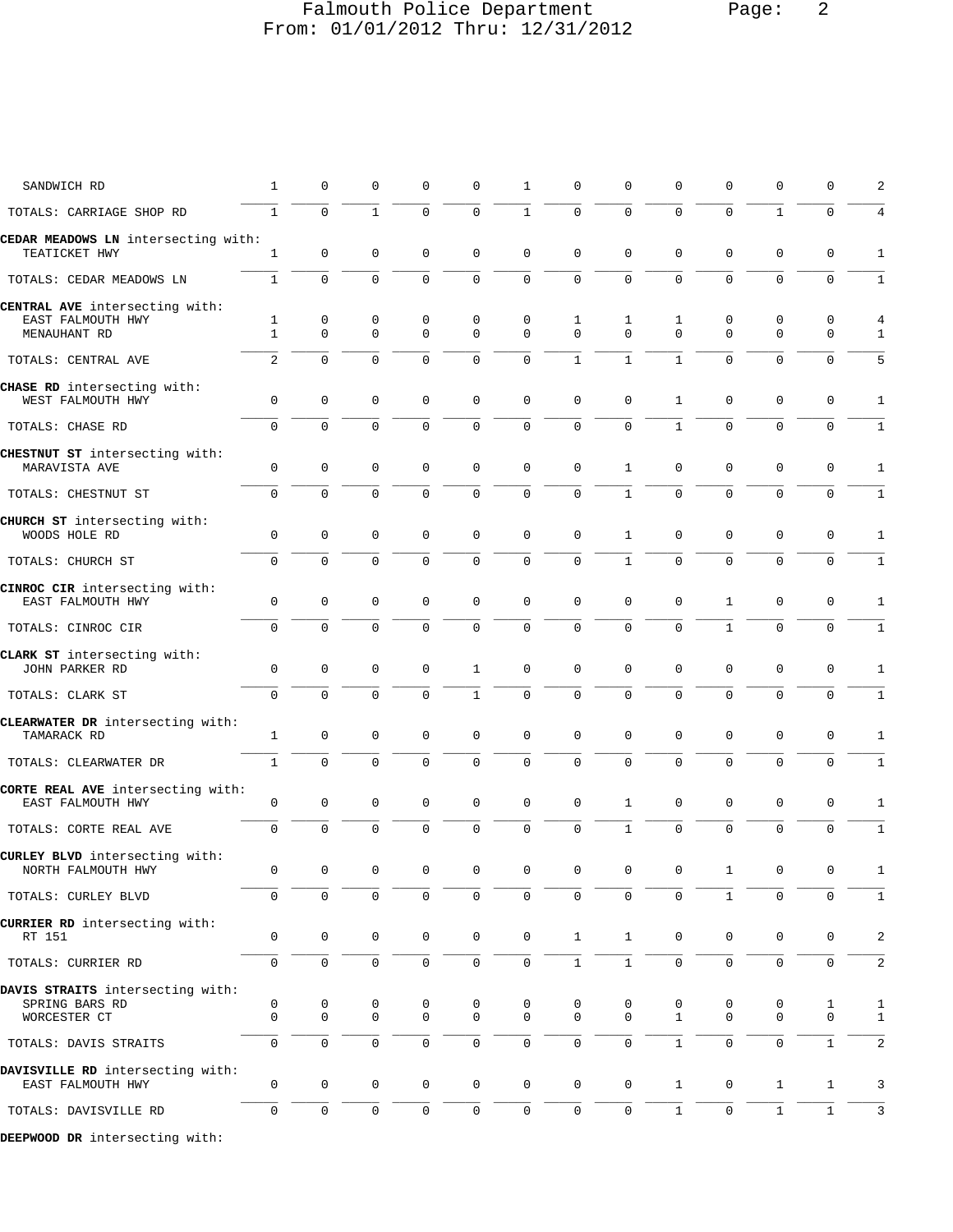| Street | | | | | | | | | | | | | Total |
|---|---|---|---|---|---|---|---|---|---|---|---|---|---|
| SANDWICH RD | 1 | 0 | 0 | 0 | 0 | 1 | 0 | 0 | 0 | 0 | 0 | 0 | 2 |
| TOTALS: CARRIAGE SHOP RD | 1 | 0 | 1 | 0 | 0 | 1 | 0 | 0 | 0 | 0 | 1 | 0 | 4 |
| **CEDAR MEADOWS LN** intersecting with: | | | | | | | | | | | | | |
| TEATICKET HWY | 1 | 0 | 0 | 0 | 0 | 0 | 0 | 0 | 0 | 0 | 0 | 0 | 1 |
| TOTALS: CEDAR MEADOWS LN | 1 | 0 | 0 | 0 | 0 | 0 | 0 | 0 | 0 | 0 | 0 | 0 | 1 |
| **CENTRAL AVE** intersecting with: | | | | | | | | | | | | | |
| EAST FALMOUTH HWY | 1 | 0 | 0 | 0 | 0 | 0 | 1 | 1 | 1 | 0 | 0 | 0 | 4 |
| MENAUHANT RD | 1 | 0 | 0 | 0 | 0 | 0 | 0 | 0 | 0 | 0 | 0 | 0 | 1 |
| TOTALS: CENTRAL AVE | 2 | 0 | 0 | 0 | 0 | 0 | 1 | 1 | 1 | 0 | 0 | 0 | 5 |
| **CHASE RD** intersecting with: | | | | | | | | | | | | | |
| WEST FALMOUTH HWY | 0 | 0 | 0 | 0 | 0 | 0 | 0 | 0 | 1 | 0 | 0 | 0 | 1 |
| TOTALS: CHASE RD | 0 | 0 | 0 | 0 | 0 | 0 | 0 | 0 | 1 | 0 | 0 | 0 | 1 |
| **CHESTNUT ST** intersecting with: | | | | | | | | | | | | | |
| MARAVISTA AVE | 0 | 0 | 0 | 0 | 0 | 0 | 0 | 1 | 0 | 0 | 0 | 0 | 1 |
| TOTALS: CHESTNUT ST | 0 | 0 | 0 | 0 | 0 | 0 | 0 | 1 | 0 | 0 | 0 | 0 | 1 |
| **CHURCH ST** intersecting with: | | | | | | | | | | | | | |
| WOODS HOLE RD | 0 | 0 | 0 | 0 | 0 | 0 | 0 | 1 | 0 | 0 | 0 | 0 | 1 |
| TOTALS: CHURCH ST | 0 | 0 | 0 | 0 | 0 | 0 | 0 | 1 | 0 | 0 | 0 | 0 | 1 |
| **CINROC CIR** intersecting with: | | | | | | | | | | | | | |
| EAST FALMOUTH HWY | 0 | 0 | 0 | 0 | 0 | 0 | 0 | 0 | 0 | 1 | 0 | 0 | 1 |
| TOTALS: CINROC CIR | 0 | 0 | 0 | 0 | 0 | 0 | 0 | 0 | 0 | 1 | 0 | 0 | 1 |
| **CLARK ST** intersecting with: | | | | | | | | | | | | | |
| JOHN PARKER RD | 0 | 0 | 0 | 0 | 1 | 0 | 0 | 0 | 0 | 0 | 0 | 0 | 1 |
| TOTALS: CLARK ST | 0 | 0 | 0 | 0 | 1 | 0 | 0 | 0 | 0 | 0 | 0 | 0 | 1 |
| **CLEARWATER DR** intersecting with: | | | | | | | | | | | | | |
| TAMARACK RD | 1 | 0 | 0 | 0 | 0 | 0 | 0 | 0 | 0 | 0 | 0 | 0 | 1 |
| TOTALS: CLEARWATER DR | 1 | 0 | 0 | 0 | 0 | 0 | 0 | 0 | 0 | 0 | 0 | 0 | 1 |
| **CORTE REAL AVE** intersecting with: | | | | | | | | | | | | | |
| EAST FALMOUTH HWY | 0 | 0 | 0 | 0 | 0 | 0 | 0 | 1 | 0 | 0 | 0 | 0 | 1 |
| TOTALS: CORTE REAL AVE | 0 | 0 | 0 | 0 | 0 | 0 | 0 | 1 | 0 | 0 | 0 | 0 | 1 |
| **CURLEY BLVD** intersecting with: | | | | | | | | | | | | | |
| NORTH FALMOUTH HWY | 0 | 0 | 0 | 0 | 0 | 0 | 0 | 0 | 0 | 1 | 0 | 0 | 1 |
| TOTALS: CURLEY BLVD | 0 | 0 | 0 | 0 | 0 | 0 | 0 | 0 | 0 | 1 | 0 | 0 | 1 |
| **CURRIER RD** intersecting with: | | | | | | | | | | | | | |
| RT 151 | 0 | 0 | 0 | 0 | 0 | 0 | 1 | 1 | 0 | 0 | 0 | 0 | 2 |
| TOTALS: CURRIER RD | 0 | 0 | 0 | 0 | 0 | 0 | 1 | 1 | 0 | 0 | 0 | 0 | 2 |
| **DAVIS STRAITS** intersecting with: | | | | | | | | | | | | | |
| SPRING BARS RD | 0 | 0 | 0 | 0 | 0 | 0 | 0 | 0 | 0 | 0 | 0 | 1 | 1 |
| WORCESTER CT | 0 | 0 | 0 | 0 | 0 | 0 | 0 | 0 | 1 | 0 | 0 | 0 | 1 |
| TOTALS: DAVIS STRAITS | 0 | 0 | 0 | 0 | 0 | 0 | 0 | 0 | 1 | 0 | 0 | 1 | 2 |
| **DAVISVILLE RD** intersecting with: | | | | | | | | | | | | | |
| EAST FALMOUTH HWY | 0 | 0 | 0 | 0 | 0 | 0 | 0 | 0 | 1 | 0 | 1 | 1 | 3 |
| TOTALS: DAVISVILLE RD | 0 | 0 | 0 | 0 | 0 | 0 | 0 | 0 | 1 | 0 | 1 | 1 | 3 |
| **DEEPWOOD DR** intersecting with: | | | | | | | | | | | | | |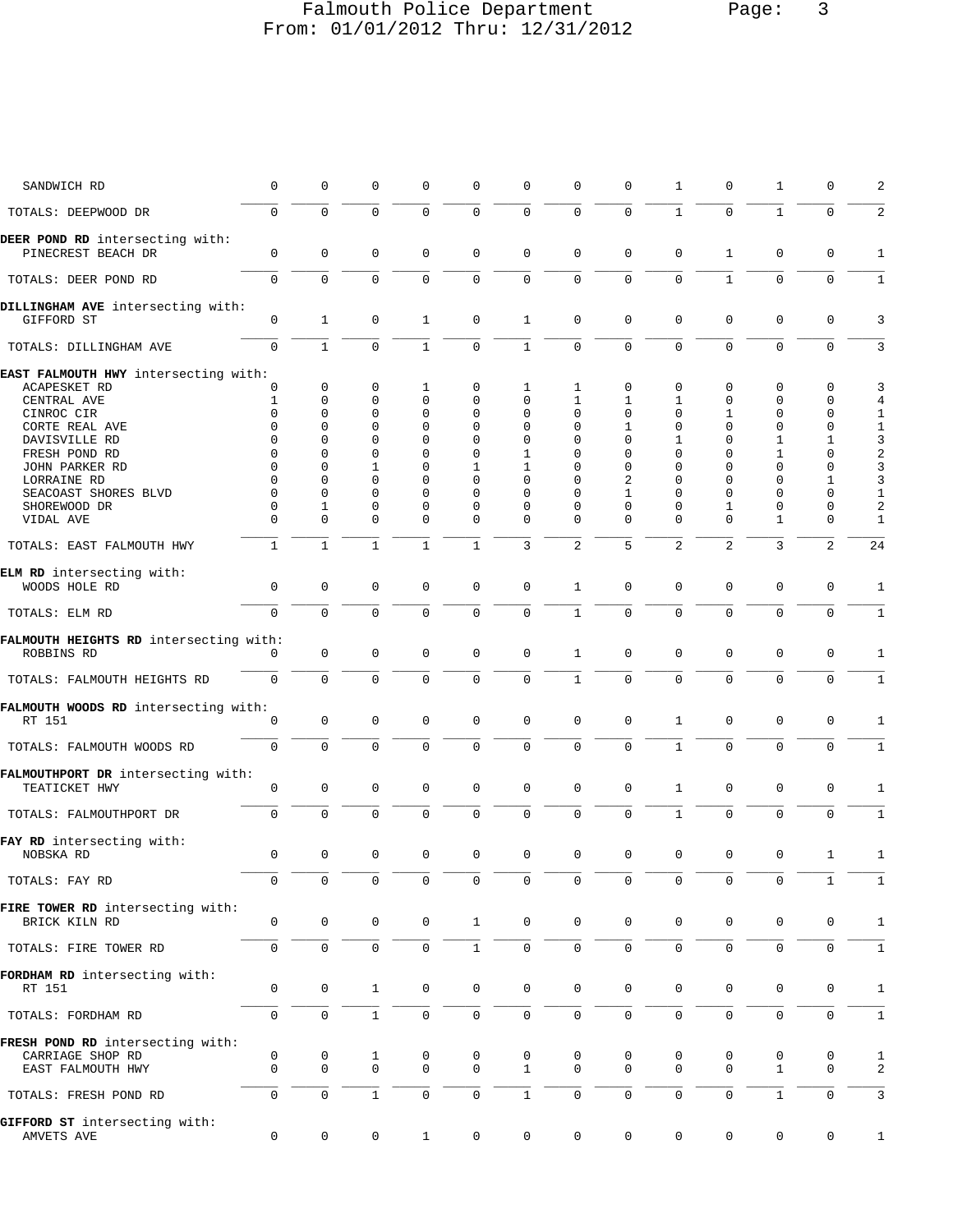| | | | | | | | | | | | | | |
|---|---|---|---|---|---|---|---|---|---|---|---|---|---|
| SANDWICH RD | 0 | 0 | 0 | 0 | 0 | 0 | 0 | 0 | 1 | 0 | 1 | 0 | 2 |
| TOTALS: DEEPWOOD DR | 0 | 0 | 0 | 0 | 0 | 0 | 0 | 0 | 1 | 0 | 1 | 0 | 2 |
| **DEER POND RD** intersecting with: | | | | | | | | | | | | | |
| PINECREST BEACH DR | 0 | 0 | 0 | 0 | 0 | 0 | 0 | 0 | 0 | 1 | 0 | 0 | 1 |
| TOTALS: DEER POND RD | 0 | 0 | 0 | 0 | 0 | 0 | 0 | 0 | 0 | 1 | 0 | 0 | 1 |
| **DILLINGHAM AVE** intersecting with: | | | | | | | | | | | | | |
| GIFFORD ST | 0 | 1 | 0 | 1 | 0 | 1 | 0 | 0 | 0 | 0 | 0 | 0 | 3 |
| TOTALS: DILLINGHAM AVE | 0 | 1 | 0 | 1 | 0 | 1 | 0 | 0 | 0 | 0 | 0 | 0 | 3 |
| **EAST FALMOUTH HWY** intersecting with: | | | | | | | | | | | | | |
| ACAPESKET RD | 0 | 0 | 0 | 1 | 0 | 1 | 1 | 0 | 0 | 0 | 0 | 0 | 3 |
| CENTRAL AVE | 1 | 0 | 0 | 0 | 0 | 0 | 1 | 1 | 1 | 0 | 0 | 0 | 4 |
| CINROC CIR | 0 | 0 | 0 | 0 | 0 | 0 | 0 | 0 | 0 | 1 | 0 | 0 | 1 |
| CORTE REAL AVE | 0 | 0 | 0 | 0 | 0 | 0 | 0 | 1 | 0 | 0 | 0 | 0 | 1 |
| DAVISVILLE RD | 0 | 0 | 0 | 0 | 0 | 0 | 0 | 0 | 1 | 0 | 1 | 1 | 3 |
| FRESH POND RD | 0 | 0 | 0 | 0 | 0 | 1 | 0 | 0 | 0 | 0 | 1 | 0 | 2 |
| JOHN PARKER RD | 0 | 0 | 1 | 0 | 1 | 1 | 0 | 0 | 0 | 0 | 0 | 0 | 3 |
| LORRAINE RD | 0 | 0 | 0 | 0 | 0 | 0 | 0 | 2 | 0 | 0 | 0 | 1 | 3 |
| SEACOAST SHORES BLVD | 0 | 0 | 0 | 0 | 0 | 0 | 0 | 1 | 0 | 0 | 0 | 0 | 1 |
| SHOREWOOD DR | 0 | 1 | 0 | 0 | 0 | 0 | 0 | 0 | 0 | 1 | 0 | 0 | 2 |
| VIDAL AVE | 0 | 0 | 0 | 0 | 0 | 0 | 0 | 0 | 0 | 0 | 1 | 0 | 1 |
| TOTALS: EAST FALMOUTH HWY | 1 | 1 | 1 | 1 | 1 | 3 | 2 | 5 | 2 | 2 | 3 | 2 | 24 |
| **ELM RD** intersecting with: | | | | | | | | | | | | | |
| WOODS HOLE RD | 0 | 0 | 0 | 0 | 0 | 0 | 1 | 0 | 0 | 0 | 0 | 0 | 1 |
| TOTALS: ELM RD | 0 | 0 | 0 | 0 | 0 | 0 | 1 | 0 | 0 | 0 | 0 | 0 | 1 |
| **FALMOUTH HEIGHTS RD** intersecting with: | | | | | | | | | | | | | |
| ROBBINS RD | 0 | 0 | 0 | 0 | 0 | 0 | 1 | 0 | 0 | 0 | 0 | 0 | 1 |
| TOTALS: FALMOUTH HEIGHTS RD | 0 | 0 | 0 | 0 | 0 | 0 | 1 | 0 | 0 | 0 | 0 | 0 | 1 |
| **FALMOUTH WOODS RD** intersecting with: | | | | | | | | | | | | | |
| RT 151 | 0 | 0 | 0 | 0 | 0 | 0 | 0 | 0 | 1 | 0 | 0 | 0 | 1 |
| TOTALS: FALMOUTH WOODS RD | 0 | 0 | 0 | 0 | 0 | 0 | 0 | 0 | 1 | 0 | 0 | 0 | 1 |
| **FALMOUTHPORT DR** intersecting with: | | | | | | | | | | | | | |
| TEATICKET HWY | 0 | 0 | 0 | 0 | 0 | 0 | 0 | 0 | 1 | 0 | 0 | 0 | 1 |
| TOTALS: FALMOUTHPORT DR | 0 | 0 | 0 | 0 | 0 | 0 | 0 | 0 | 1 | 0 | 0 | 0 | 1 |
| **FAY RD** intersecting with: | | | | | | | | | | | | | |
| NOBSKA RD | 0 | 0 | 0 | 0 | 0 | 0 | 0 | 0 | 0 | 0 | 0 | 1 | 1 |
| TOTALS: FAY RD | 0 | 0 | 0 | 0 | 0 | 0 | 0 | 0 | 0 | 0 | 0 | 1 | 1 |
| **FIRE TOWER RD** intersecting with: | | | | | | | | | | | | | |
| BRICK KILN RD | 0 | 0 | 0 | 0 | 1 | 0 | 0 | 0 | 0 | 0 | 0 | 0 | 1 |
| TOTALS: FIRE TOWER RD | 0 | 0 | 0 | 0 | 1 | 0 | 0 | 0 | 0 | 0 | 0 | 0 | 1 |
| **FORDHAM RD** intersecting with: | | | | | | | | | | | | | |
| RT 151 | 0 | 0 | 1 | 0 | 0 | 0 | 0 | 0 | 0 | 0 | 0 | 0 | 1 |
| TOTALS: FORDHAM RD | 0 | 0 | 1 | 0 | 0 | 0 | 0 | 0 | 0 | 0 | 0 | 0 | 1 |
| **FRESH POND RD** intersecting with: | | | | | | | | | | | | | |
| CARRIAGE SHOP RD | 0 | 0 | 1 | 0 | 0 | 0 | 0 | 0 | 0 | 0 | 0 | 0 | 1 |
| EAST FALMOUTH HWY | 0 | 0 | 0 | 0 | 0 | 1 | 0 | 0 | 0 | 0 | 1 | 0 | 2 |
| TOTALS: FRESH POND RD | 0 | 0 | 1 | 0 | 0 | 1 | 0 | 0 | 0 | 0 | 1 | 0 | 3 |
| **GIFFORD ST** intersecting with: | | | | | | | | | | | | | |
| AMVETS AVE | 0 | 0 | 0 | 1 | 0 | 0 | 0 | 0 | 0 | 0 | 0 | 0 | 1 |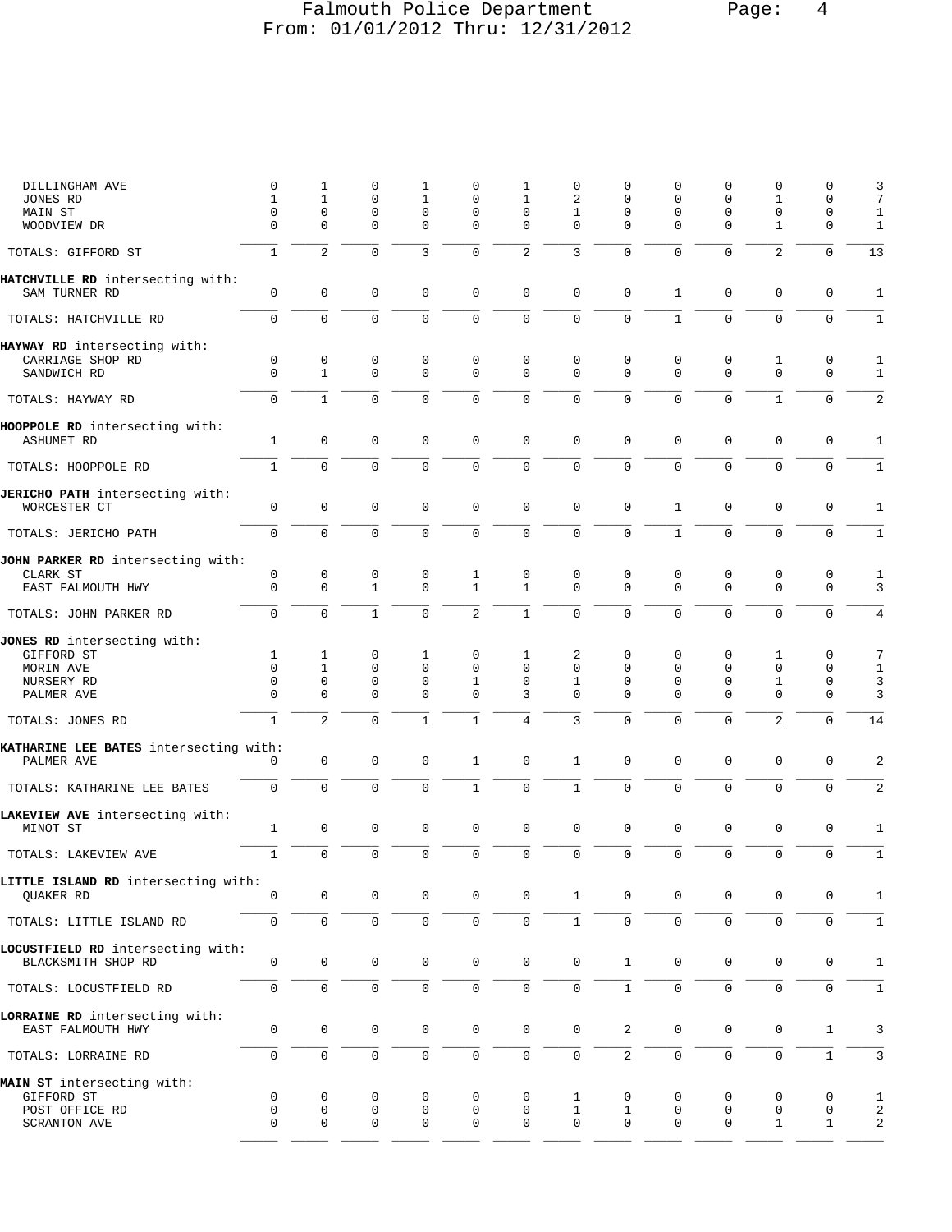| Street | | | | | | | | | | | | | Total |
|---|---|---|---|---|---|---|---|---|---|---|---|---|---|
| DILLINGHAM AVE | 0 | 1 | 0 | 1 | 0 | 1 | 0 | 0 | 0 | 0 | 0 | 0 | 3 |
| JONES RD | 1 | 1 | 0 | 1 | 0 | 1 | 2 | 0 | 0 | 0 | 1 | 0 | 7 |
| MAIN ST | 0 | 0 | 0 | 0 | 0 | 0 | 1 | 0 | 0 | 0 | 0 | 0 | 1 |
| WOODVIEW DR | 0 | 0 | 0 | 0 | 0 | 0 | 0 | 0 | 0 | 0 | 1 | 0 | 1 |
| TOTALS: GIFFORD ST | 1 | 2 | 0 | 3 | 0 | 2 | 3 | 0 | 0 | 0 | 2 | 0 | 13 |
| **HATCHVILLE RD** intersecting with: | | | | | | | | | | | | | |
| SAM TURNER RD | 0 | 0 | 0 | 0 | 0 | 0 | 0 | 0 | 1 | 0 | 0 | 0 | 1 |
| TOTALS: HATCHVILLE RD | 0 | 0 | 0 | 0 | 0 | 0 | 0 | 0 | 1 | 0 | 0 | 0 | 1 |
| **HAYWAY RD** intersecting with: | | | | | | | | | | | | | |
| CARRIAGE SHOP RD | 0 | 0 | 0 | 0 | 0 | 0 | 0 | 0 | 0 | 0 | 1 | 0 | 1 |
| SANDWICH RD | 0 | 1 | 0 | 0 | 0 | 0 | 0 | 0 | 0 | 0 | 0 | 0 | 1 |
| TOTALS: HAYWAY RD | 0 | 1 | 0 | 0 | 0 | 0 | 0 | 0 | 0 | 0 | 1 | 0 | 2 |
| **HOOPPOLE RD** intersecting with: | | | | | | | | | | | | | |
| ASHUMET RD | 1 | 0 | 0 | 0 | 0 | 0 | 0 | 0 | 0 | 0 | 0 | 0 | 1 |
| TOTALS: HOOPPOLE RD | 1 | 0 | 0 | 0 | 0 | 0 | 0 | 0 | 0 | 0 | 0 | 0 | 1 |
| **JERICHO PATH** intersecting with: | | | | | | | | | | | | | |
| WORCESTER CT | 0 | 0 | 0 | 0 | 0 | 0 | 0 | 0 | 1 | 0 | 0 | 0 | 1 |
| TOTALS: JERICHO PATH | 0 | 0 | 0 | 0 | 0 | 0 | 0 | 0 | 1 | 0 | 0 | 0 | 1 |
| **JOHN PARKER RD** intersecting with: | | | | | | | | | | | | | |
| CLARK ST | 0 | 0 | 0 | 0 | 1 | 0 | 0 | 0 | 0 | 0 | 0 | 0 | 1 |
| EAST FALMOUTH HWY | 0 | 0 | 1 | 0 | 1 | 1 | 0 | 0 | 0 | 0 | 0 | 0 | 3 |
| TOTALS: JOHN PARKER RD | 0 | 0 | 1 | 0 | 2 | 1 | 0 | 0 | 0 | 0 | 0 | 0 | 4 |
| **JONES RD** intersecting with: | | | | | | | | | | | | | |
| GIFFORD ST | 1 | 1 | 0 | 1 | 0 | 1 | 2 | 0 | 0 | 0 | 1 | 0 | 7 |
| MORIN AVE | 0 | 1 | 0 | 0 | 0 | 0 | 0 | 0 | 0 | 0 | 0 | 0 | 1 |
| NURSERY RD | 0 | 0 | 0 | 0 | 1 | 0 | 1 | 0 | 0 | 0 | 1 | 0 | 3 |
| PALMER AVE | 0 | 0 | 0 | 0 | 0 | 3 | 0 | 0 | 0 | 0 | 0 | 0 | 3 |
| TOTALS: JONES RD | 1 | 2 | 0 | 1 | 1 | 4 | 3 | 0 | 0 | 0 | 2 | 0 | 14 |
| **KATHARINE LEE BATES** intersecting with: | | | | | | | | | | | | | |
| PALMER AVE | 0 | 0 | 0 | 0 | 1 | 0 | 1 | 0 | 0 | 0 | 0 | 0 | 2 |
| TOTALS: KATHARINE LEE BATES | 0 | 0 | 0 | 0 | 1 | 0 | 1 | 0 | 0 | 0 | 0 | 0 | 2 |
| **LAKEVIEW AVE** intersecting with: | | | | | | | | | | | | | |
| MINOT ST | 1 | 0 | 0 | 0 | 0 | 0 | 0 | 0 | 0 | 0 | 0 | 0 | 1 |
| TOTALS: LAKEVIEW AVE | 1 | 0 | 0 | 0 | 0 | 0 | 0 | 0 | 0 | 0 | 0 | 0 | 1 |
| **LITTLE ISLAND RD** intersecting with: | | | | | | | | | | | | | |
| QUAKER RD | 0 | 0 | 0 | 0 | 0 | 0 | 1 | 0 | 0 | 0 | 0 | 0 | 1 |
| TOTALS: LITTLE ISLAND RD | 0 | 0 | 0 | 0 | 0 | 0 | 1 | 0 | 0 | 0 | 0 | 0 | 1 |
| **LOCUSTFIELD RD** intersecting with: | | | | | | | | | | | | | |
| BLACKSMITH SHOP RD | 0 | 0 | 0 | 0 | 0 | 0 | 0 | 1 | 0 | 0 | 0 | 0 | 1 |
| TOTALS: LOCUSTFIELD RD | 0 | 0 | 0 | 0 | 0 | 0 | 0 | 1 | 0 | 0 | 0 | 0 | 1 |
| **LORRAINE RD** intersecting with: | | | | | | | | | | | | | |
| EAST FALMOUTH HWY | 0 | 0 | 0 | 0 | 0 | 0 | 0 | 2 | 0 | 0 | 0 | 1 | 3 |
| TOTALS: LORRAINE RD | 0 | 0 | 0 | 0 | 0 | 0 | 0 | 2 | 0 | 0 | 0 | 1 | 3 |
| **MAIN ST** intersecting with: | | | | | | | | | | | | | |
| GIFFORD ST | 0 | 0 | 0 | 0 | 0 | 0 | 1 | 0 | 0 | 0 | 0 | 0 | 1 |
| POST OFFICE RD | 0 | 0 | 0 | 0 | 0 | 0 | 1 | 1 | 0 | 0 | 0 | 0 | 2 |
| SCRANTON AVE | 0 | 0 | 0 | 0 | 0 | 0 | 0 | 0 | 0 | 0 | 1 | 1 | 2 |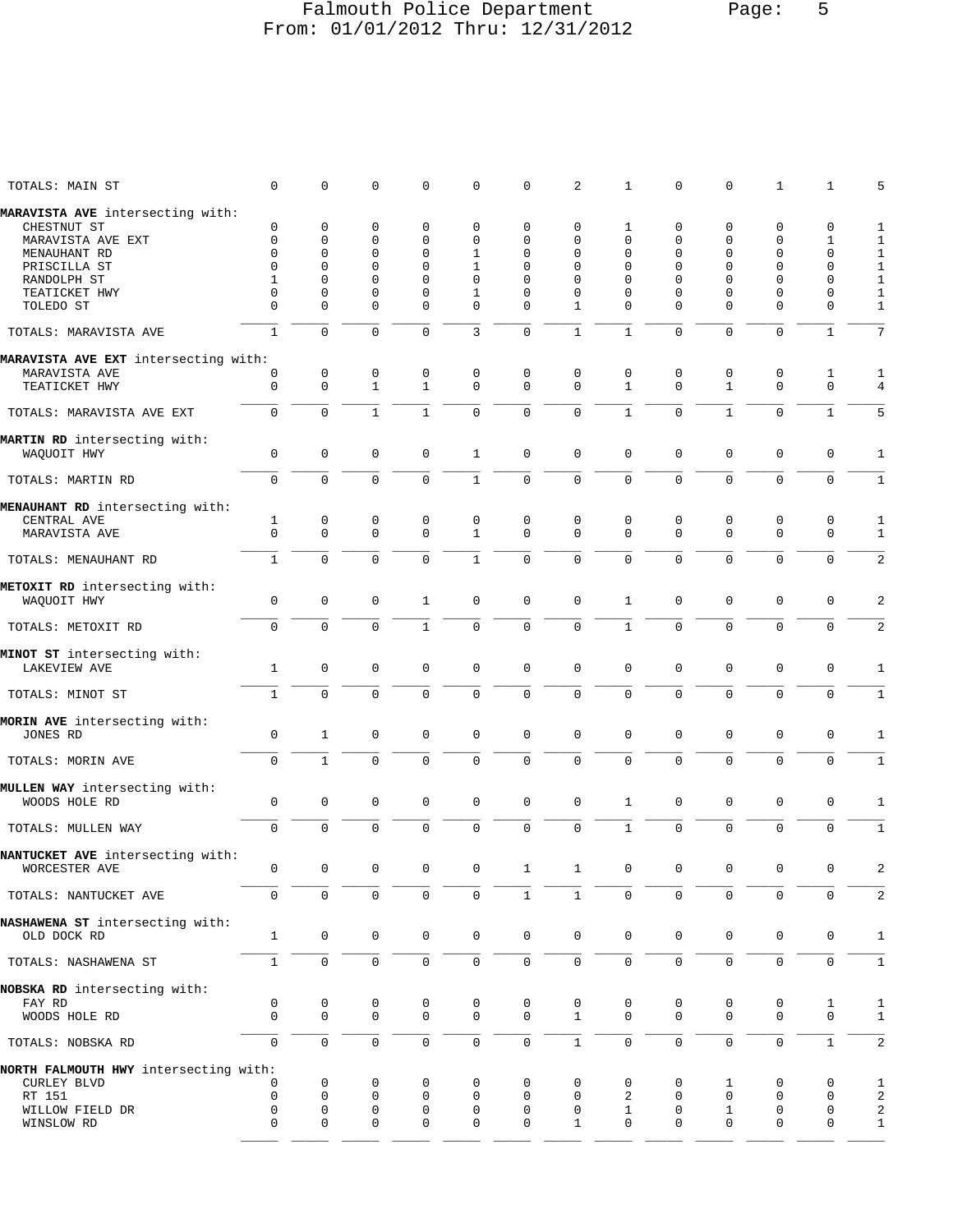| | | | | | | | | | | | | | |
|---|---|---|---|---|---|---|---|---|---|---|---|---|---|
| TOTALS: MAIN ST | 0 | 0 | 0 | 0 | 0 | 0 | 2 | 1 | 0 | 0 | 1 | 1 | 5 |
| **MARAVISTA AVE** intersecting with: | | | | | | | | | | | | | |
| CHESTNUT ST | 0 | 0 | 0 | 0 | 0 | 0 | 0 | 1 | 0 | 0 | 0 | 0 | 1 |
| MARAVISTA AVE EXT | 0 | 0 | 0 | 0 | 0 | 0 | 0 | 0 | 0 | 0 | 0 | 1 | 1 |
| MENAUHANT RD | 0 | 0 | 0 | 0 | 1 | 0 | 0 | 0 | 0 | 0 | 0 | 0 | 1 |
| PRISCILLA ST | 0 | 0 | 0 | 0 | 1 | 0 | 0 | 0 | 0 | 0 | 0 | 0 | 1 |
| RANDOLPH ST | 1 | 0 | 0 | 0 | 0 | 0 | 0 | 0 | 0 | 0 | 0 | 0 | 1 |
| TEATICKET HWY | 0 | 0 | 0 | 0 | 1 | 0 | 0 | 0 | 0 | 0 | 0 | 0 | 1 |
| TOLEDO ST | 0 | 0 | 0 | 0 | 0 | 0 | 1 | 0 | 0 | 0 | 0 | 0 | 1 |
| TOTALS: MARAVISTA AVE | 1 | 0 | 0 | 0 | 3 | 0 | 1 | 1 | 0 | 0 | 0 | 1 | 7 |
| **MARAVISTA AVE EXT** intersecting with: | | | | | | | | | | | | | |
| MARAVISTA AVE | 0 | 0 | 0 | 0 | 0 | 0 | 0 | 0 | 0 | 0 | 0 | 1 | 1 |
| TEATICKET HWY | 0 | 0 | 1 | 1 | 0 | 0 | 0 | 1 | 0 | 1 | 0 | 0 | 4 |
| TOTALS: MARAVISTA AVE EXT | 0 | 0 | 1 | 1 | 0 | 0 | 0 | 1 | 0 | 1 | 0 | 1 | 5 |
| **MARTIN RD** intersecting with: | | | | | | | | | | | | | |
| WAQUOIT HWY | 0 | 0 | 0 | 0 | 1 | 0 | 0 | 0 | 0 | 0 | 0 | 0 | 1 |
| TOTALS: MARTIN RD | 0 | 0 | 0 | 0 | 1 | 0 | 0 | 0 | 0 | 0 | 0 | 0 | 1 |
| **MENAUHANT RD** intersecting with: | | | | | | | | | | | | | |
| CENTRAL AVE | 1 | 0 | 0 | 0 | 0 | 0 | 0 | 0 | 0 | 0 | 0 | 0 | 1 |
| MARAVISTA AVE | 0 | 0 | 0 | 0 | 1 | 0 | 0 | 0 | 0 | 0 | 0 | 0 | 1 |
| TOTALS: MENAUHANT RD | 1 | 0 | 0 | 0 | 1 | 0 | 0 | 0 | 0 | 0 | 0 | 0 | 2 |
| **METOXIT RD** intersecting with: | | | | | | | | | | | | | |
| WAQUOIT HWY | 0 | 0 | 0 | 1 | 0 | 0 | 0 | 1 | 0 | 0 | 0 | 0 | 2 |
| TOTALS: METOXIT RD | 0 | 0 | 0 | 1 | 0 | 0 | 0 | 1 | 0 | 0 | 0 | 0 | 2 |
| **MINOT ST** intersecting with: | | | | | | | | | | | | | |
| LAKEVIEW AVE | 1 | 0 | 0 | 0 | 0 | 0 | 0 | 0 | 0 | 0 | 0 | 0 | 1 |
| TOTALS: MINOT ST | 1 | 0 | 0 | 0 | 0 | 0 | 0 | 0 | 0 | 0 | 0 | 0 | 1 |
| **MORIN AVE** intersecting with: | | | | | | | | | | | | | |
| JONES RD | 0 | 1 | 0 | 0 | 0 | 0 | 0 | 0 | 0 | 0 | 0 | 0 | 1 |
| TOTALS: MORIN AVE | 0 | 1 | 0 | 0 | 0 | 0 | 0 | 0 | 0 | 0 | 0 | 0 | 1 |
| **MULLEN WAY** intersecting with: | | | | | | | | | | | | | |
| WOODS HOLE RD | 0 | 0 | 0 | 0 | 0 | 0 | 0 | 1 | 0 | 0 | 0 | 0 | 1 |
| TOTALS: MULLEN WAY | 0 | 0 | 0 | 0 | 0 | 0 | 0 | 1 | 0 | 0 | 0 | 0 | 1 |
| **NANTUCKET AVE** intersecting with: | | | | | | | | | | | | | |
| WORCESTER AVE | 0 | 0 | 0 | 0 | 0 | 1 | 1 | 0 | 0 | 0 | 0 | 0 | 2 |
| TOTALS: NANTUCKET AVE | 0 | 0 | 0 | 0 | 0 | 1 | 1 | 0 | 0 | 0 | 0 | 0 | 2 |
| **NASHAWENA ST** intersecting with: | | | | | | | | | | | | | |
| OLD DOCK RD | 1 | 0 | 0 | 0 | 0 | 0 | 0 | 0 | 0 | 0 | 0 | 0 | 1 |
| TOTALS: NASHAWENA ST | 1 | 0 | 0 | 0 | 0 | 0 | 0 | 0 | 0 | 0 | 0 | 0 | 1 |
| **NOBSKA RD** intersecting with: | | | | | | | | | | | | | |
| FAY RD | 0 | 0 | 0 | 0 | 0 | 0 | 0 | 0 | 0 | 0 | 0 | 1 | 1 |
| WOODS HOLE RD | 0 | 0 | 0 | 0 | 0 | 0 | 1 | 0 | 0 | 0 | 0 | 0 | 1 |
| TOTALS: NOBSKA RD | 0 | 0 | 0 | 0 | 0 | 0 | 1 | 0 | 0 | 0 | 0 | 1 | 2 |
| **NORTH FALMOUTH HWY** intersecting with: | | | | | | | | | | | | | |
| CURLEY BLVD | 0 | 0 | 0 | 0 | 0 | 0 | 0 | 0 | 0 | 1 | 0 | 0 | 1 |
| RT 151 | 0 | 0 | 0 | 0 | 0 | 0 | 0 | 2 | 0 | 0 | 0 | 0 | 2 |
| WILLOW FIELD DR | 0 | 0 | 0 | 0 | 0 | 0 | 0 | 1 | 0 | 1 | 0 | 0 | 2 |
| WINSLOW RD | 0 | 0 | 0 | 0 | 0 | 0 | 1 | 0 | 0 | 0 | 0 | 0 | 1 |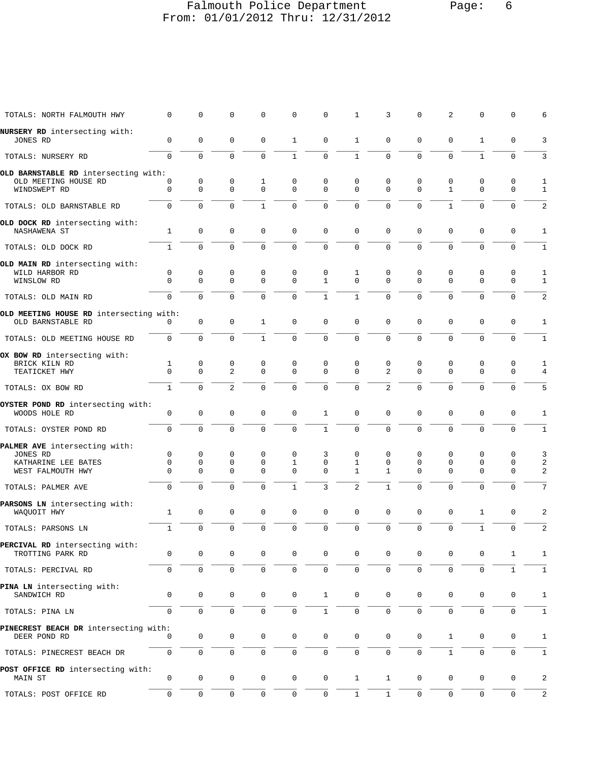Falmouth Police Department
From: 01/01/2012 Thru: 12/31/2012

| | | | | | | | | | | | | | |
|---|---|---|---|---|---|---|---|---|---|---|---|---|---|
| TOTALS: NORTH FALMOUTH HWY | 0 | 0 | 0 | 0 | 0 | 0 | 1 | 3 | 0 | 2 | 0 | 0 | 6 |
| **NURSERY RD** intersecting with: | | | | | | | | | | | | | |
| JONES RD | 0 | 0 | 0 | 0 | 1 | 0 | 1 | 0 | 0 | 0 | 1 | 0 | 3 |
| TOTALS: NURSERY RD | 0 | 0 | 0 | 0 | 1 | 0 | 1 | 0 | 0 | 0 | 1 | 0 | 3 |
| **OLD BARNSTABLE RD** intersecting with: | | | | | | | | | | | | | |
| OLD MEETING HOUSE RD | 0 | 0 | 0 | 1 | 0 | 0 | 0 | 0 | 0 | 0 | 0 | 0 | 1 |
| WINDSWEPT RD | 0 | 0 | 0 | 0 | 0 | 0 | 0 | 0 | 0 | 1 | 0 | 0 | 1 |
| TOTALS: OLD BARNSTABLE RD | 0 | 0 | 0 | 1 | 0 | 0 | 0 | 0 | 0 | 1 | 0 | 0 | 2 |
| **OLD DOCK RD** intersecting with: | | | | | | | | | | | | | |
| NASHAWENA ST | 1 | 0 | 0 | 0 | 0 | 0 | 0 | 0 | 0 | 0 | 0 | 0 | 1 |
| TOTALS: OLD DOCK RD | 1 | 0 | 0 | 0 | 0 | 0 | 0 | 0 | 0 | 0 | 0 | 0 | 1 |
| **OLD MAIN RD** intersecting with: | | | | | | | | | | | | | |
| WILD HARBOR RD | 0 | 0 | 0 | 0 | 0 | 0 | 1 | 0 | 0 | 0 | 0 | 0 | 1 |
| WINSLOW RD | 0 | 0 | 0 | 0 | 0 | 1 | 0 | 0 | 0 | 0 | 0 | 0 | 1 |
| TOTALS: OLD MAIN RD | 0 | 0 | 0 | 0 | 0 | 1 | 1 | 0 | 0 | 0 | 0 | 0 | 2 |
| **OLD MEETING HOUSE RD** intersecting with: | | | | | | | | | | | | | |
| OLD BARNSTABLE RD | 0 | 0 | 0 | 1 | 0 | 0 | 0 | 0 | 0 | 0 | 0 | 0 | 1 |
| TOTALS: OLD MEETING HOUSE RD | 0 | 0 | 0 | 1 | 0 | 0 | 0 | 0 | 0 | 0 | 0 | 0 | 1 |
| **OX BOW RD** intersecting with: | | | | | | | | | | | | | |
| BRICK KILN RD | 1 | 0 | 0 | 0 | 0 | 0 | 0 | 0 | 0 | 0 | 0 | 0 | 1 |
| TEATICKET HWY | 0 | 0 | 2 | 0 | 0 | 0 | 0 | 2 | 0 | 0 | 0 | 0 | 4 |
| TOTALS: OX BOW RD | 1 | 0 | 2 | 0 | 0 | 0 | 0 | 2 | 0 | 0 | 0 | 0 | 5 |
| **OYSTER POND RD** intersecting with: | | | | | | | | | | | | | |
| WOODS HOLE RD | 0 | 0 | 0 | 0 | 0 | 1 | 0 | 0 | 0 | 0 | 0 | 0 | 1 |
| TOTALS: OYSTER POND RD | 0 | 0 | 0 | 0 | 0 | 1 | 0 | 0 | 0 | 0 | 0 | 0 | 1 |
| **PALMER AVE** intersecting with: | | | | | | | | | | | | | |
| JONES RD | 0 | 0 | 0 | 0 | 0 | 3 | 0 | 0 | 0 | 0 | 0 | 0 | 3 |
| KATHARINE LEE BATES | 0 | 0 | 0 | 0 | 1 | 0 | 1 | 0 | 0 | 0 | 0 | 0 | 2 |
| WEST FALMOUTH HWY | 0 | 0 | 0 | 0 | 0 | 0 | 1 | 1 | 0 | 0 | 0 | 0 | 2 |
| TOTALS: PALMER AVE | 0 | 0 | 0 | 0 | 1 | 3 | 2 | 1 | 0 | 0 | 0 | 0 | 7 |
| **PARSONS LN** intersecting with: | | | | | | | | | | | | | |
| WAQUOIT HWY | 1 | 0 | 0 | 0 | 0 | 0 | 0 | 0 | 0 | 0 | 1 | 0 | 2 |
| TOTALS: PARSONS LN | 1 | 0 | 0 | 0 | 0 | 0 | 0 | 0 | 0 | 0 | 1 | 0 | 2 |
| **PERCIVAL RD** intersecting with: | | | | | | | | | | | | | |
| TROTTING PARK RD | 0 | 0 | 0 | 0 | 0 | 0 | 0 | 0 | 0 | 0 | 0 | 1 | 1 |
| TOTALS: PERCIVAL RD | 0 | 0 | 0 | 0 | 0 | 0 | 0 | 0 | 0 | 0 | 0 | 1 | 1 |
| **PINA LN** intersecting with: | | | | | | | | | | | | | |
| SANDWICH RD | 0 | 0 | 0 | 0 | 0 | 1 | 0 | 0 | 0 | 0 | 0 | 0 | 1 |
| TOTALS: PINA LN | 0 | 0 | 0 | 0 | 0 | 1 | 0 | 0 | 0 | 0 | 0 | 0 | 1 |
| **PINECREST BEACH DR** intersecting with: | | | | | | | | | | | | | |
| DEER POND RD | 0 | 0 | 0 | 0 | 0 | 0 | 0 | 0 | 0 | 1 | 0 | 0 | 1 |
| TOTALS: PINECREST BEACH DR | 0 | 0 | 0 | 0 | 0 | 0 | 0 | 0 | 0 | 1 | 0 | 0 | 1 |
| **POST OFFICE RD** intersecting with: | | | | | | | | | | | | | |
| MAIN ST | 0 | 0 | 0 | 0 | 0 | 0 | 1 | 1 | 0 | 0 | 0 | 0 | 2 |
| TOTALS: POST OFFICE RD | 0 | 0 | 0 | 0 | 0 | 0 | 1 | 1 | 0 | 0 | 0 | 0 | 2 |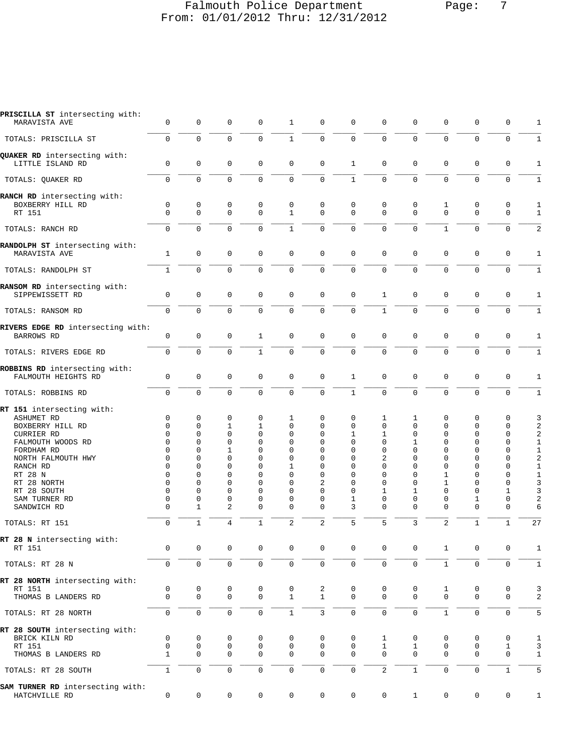**PRISCILLA ST** intersecting with:

| | | | | | | | | | | | | | |
|---|---|---|---|---|---|---|---|---|---|---|---|---|---|
| MARAVISTA AVE | 0 | 0 | 0 | 0 | 1 | 0 | 0 | 0 | 0 | 0 | 0 | 0 | 1 |
| TOTALS: PRISCILLA ST | 0 | 0 | 0 | 0 | 1 | 0 | 0 | 0 | 0 | 0 | 0 | 0 | 1 |

**QUAKER RD** intersecting with:

| | | | | | | | | | | | | | |
|---|---|---|---|---|---|---|---|---|---|---|---|---|---|
| LITTLE ISLAND RD | 0 | 0 | 0 | 0 | 0 | 0 | 1 | 0 | 0 | 0 | 0 | 0 | 1 |
| TOTALS: QUAKER RD | 0 | 0 | 0 | 0 | 0 | 0 | 1 | 0 | 0 | 0 | 0 | 0 | 1 |

**RANCH RD** intersecting with:

| | | | | | | | | | | | | | |
|---|---|---|---|---|---|---|---|---|---|---|---|---|---|
| BOXBERRY HILL RD | 0 | 0 | 0 | 0 | 0 | 0 | 0 | 0 | 0 | 1 | 0 | 0 | 1 |
| RT 151 | 0 | 0 | 0 | 0 | 1 | 0 | 0 | 0 | 0 | 0 | 0 | 0 | 1 |
| TOTALS: RANCH RD | 0 | 0 | 0 | 0 | 1 | 0 | 0 | 0 | 0 | 1 | 0 | 0 | 2 |

**RANDOLPH ST** intersecting with:

| | | | | | | | | | | | | | |
|---|---|---|---|---|---|---|---|---|---|---|---|---|---|
| MARAVISTA AVE | 1 | 0 | 0 | 0 | 0 | 0 | 0 | 0 | 0 | 0 | 0 | 0 | 1 |
| TOTALS: RANDOLPH ST | 1 | 0 | 0 | 0 | 0 | 0 | 0 | 0 | 0 | 0 | 0 | 0 | 1 |

**RANSOM RD** intersecting with:

| | | | | | | | | | | | | | |
|---|---|---|---|---|---|---|---|---|---|---|---|---|---|
| SIPPEWISSETT RD | 0 | 0 | 0 | 0 | 0 | 0 | 0 | 1 | 0 | 0 | 0 | 0 | 1 |
| TOTALS: RANSOM RD | 0 | 0 | 0 | 0 | 0 | 0 | 0 | 1 | 0 | 0 | 0 | 0 | 1 |

**RIVERS EDGE RD** intersecting with:

| | | | | | | | | | | | | | |
|---|---|---|---|---|---|---|---|---|---|---|---|---|---|
| BARROWS RD | 0 | 0 | 0 | 1 | 0 | 0 | 0 | 0 | 0 | 0 | 0 | 0 | 1 |
| TOTALS: RIVERS EDGE RD | 0 | 0 | 0 | 1 | 0 | 0 | 0 | 0 | 0 | 0 | 0 | 0 | 1 |

**ROBBINS RD** intersecting with:

| | | | | | | | | | | | | | |
|---|---|---|---|---|---|---|---|---|---|---|---|---|---|
| FALMOUTH HEIGHTS RD | 0 | 0 | 0 | 0 | 0 | 0 | 1 | 0 | 0 | 0 | 0 | 0 | 1 |
| TOTALS: ROBBINS RD | 0 | 0 | 0 | 0 | 0 | 0 | 1 | 0 | 0 | 0 | 0 | 0 | 1 |

**RT 151** intersecting with:

| | | | | | | | | | | | | | |
|---|---|---|---|---|---|---|---|---|---|---|---|---|---|
| ASHUMET RD | 0 | 0 | 0 | 0 | 1 | 0 | 0 | 1 | 1 | 0 | 0 | 0 | 3 |
| BOXBERRY HILL RD | 0 | 0 | 1 | 1 | 0 | 0 | 0 | 0 | 0 | 0 | 0 | 0 | 2 |
| CURRIER RD | 0 | 0 | 0 | 0 | 0 | 0 | 1 | 1 | 0 | 0 | 0 | 0 | 2 |
| FALMOUTH WOODS RD | 0 | 0 | 0 | 0 | 0 | 0 | 0 | 0 | 1 | 0 | 0 | 0 | 1 |
| FORDHAM RD | 0 | 0 | 1 | 0 | 0 | 0 | 0 | 0 | 0 | 0 | 0 | 0 | 1 |
| NORTH FALMOUTH HWY | 0 | 0 | 0 | 0 | 0 | 0 | 0 | 2 | 0 | 0 | 0 | 0 | 2 |
| RANCH RD | 0 | 0 | 0 | 0 | 1 | 0 | 0 | 0 | 0 | 0 | 0 | 0 | 1 |
| RT 28 N | 0 | 0 | 0 | 0 | 0 | 0 | 0 | 0 | 0 | 1 | 0 | 0 | 1 |
| RT 28 NORTH | 0 | 0 | 0 | 0 | 0 | 2 | 0 | 0 | 0 | 1 | 0 | 0 | 3 |
| RT 28 SOUTH | 0 | 0 | 0 | 0 | 0 | 0 | 0 | 1 | 1 | 0 | 0 | 1 | 3 |
| SAM TURNER RD | 0 | 0 | 0 | 0 | 0 | 0 | 1 | 0 | 0 | 0 | 1 | 0 | 2 |
| SANDWICH RD | 0 | 1 | 2 | 0 | 0 | 0 | 3 | 0 | 0 | 0 | 0 | 0 | 6 |
| TOTALS: RT 151 | 0 | 1 | 4 | 1 | 2 | 2 | 5 | 5 | 3 | 2 | 1 | 1 | 27 |

**RT 28 N** intersecting with:

| | | | | | | | | | | | | | |
|---|---|---|---|---|---|---|---|---|---|---|---|---|---|
| RT 151 | 0 | 0 | 0 | 0 | 0 | 0 | 0 | 0 | 0 | 1 | 0 | 0 | 1 |
| TOTALS: RT 28 N | 0 | 0 | 0 | 0 | 0 | 0 | 0 | 0 | 0 | 1 | 0 | 0 | 1 |

**RT 28 NORTH** intersecting with:

| | | | | | | | | | | | | | |
|---|---|---|---|---|---|---|---|---|---|---|---|---|---|
| RT 151 | 0 | 0 | 0 | 0 | 0 | 2 | 0 | 0 | 0 | 1 | 0 | 0 | 3 |
| THOMAS B LANDERS RD | 0 | 0 | 0 | 0 | 1 | 1 | 0 | 0 | 0 | 0 | 0 | 0 | 2 |
| TOTALS: RT 28 NORTH | 0 | 0 | 0 | 0 | 1 | 3 | 0 | 0 | 0 | 1 | 0 | 0 | 5 |

**RT 28 SOUTH** intersecting with:

| | | | | | | | | | | | | | |
|---|---|---|---|---|---|---|---|---|---|---|---|---|---|
| BRICK KILN RD | 0 | 0 | 0 | 0 | 0 | 0 | 0 | 1 | 0 | 0 | 0 | 0 | 1 |
| RT 151 | 0 | 0 | 0 | 0 | 0 | 0 | 0 | 1 | 1 | 0 | 0 | 1 | 3 |
| THOMAS B LANDERS RD | 1 | 0 | 0 | 0 | 0 | 0 | 0 | 0 | 0 | 0 | 0 | 0 | 1 |
| TOTALS: RT 28 SOUTH | 1 | 0 | 0 | 0 | 0 | 0 | 0 | 2 | 1 | 0 | 0 | 1 | 5 |

**SAM TURNER RD** intersecting with:

| | | | | | | | | | | | | | |
|---|---|---|---|---|---|---|---|---|---|---|---|---|---|
| HATCHVILLE RD | 0 | 0 | 0 | 0 | 0 | 0 | 0 | 0 | 1 | 0 | 0 | 0 | 1 |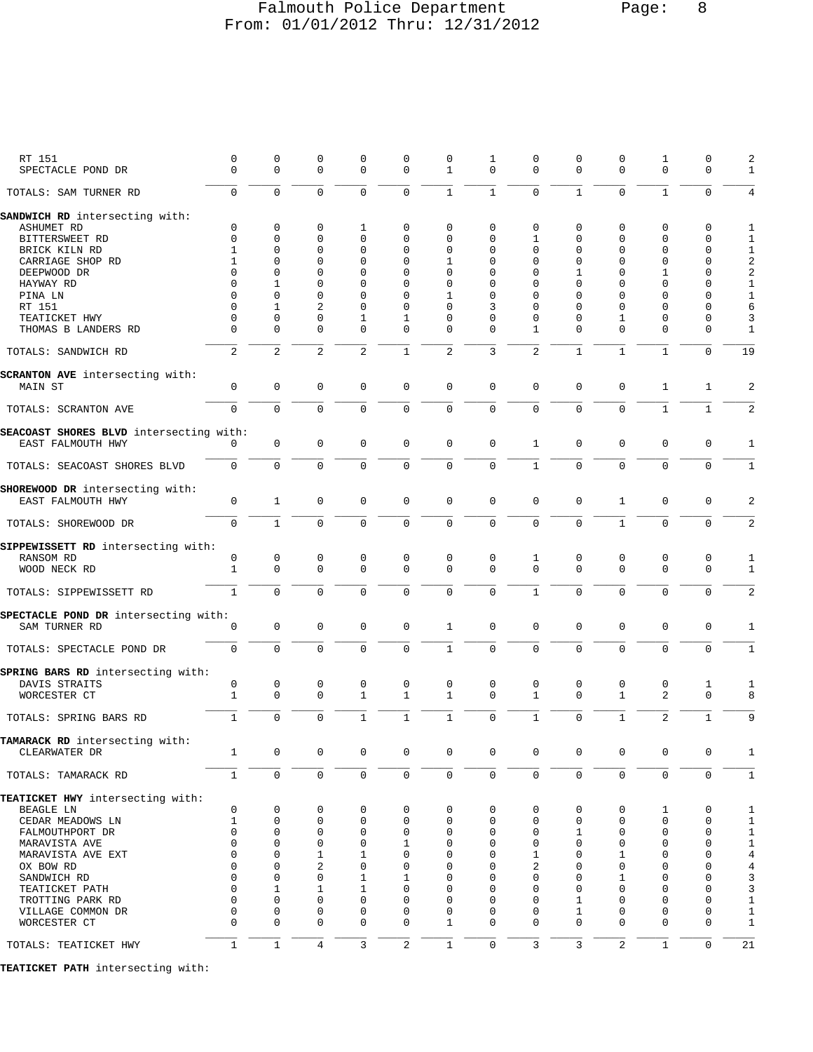| | | | | | | | | | | | | | |
|---|---|---|---|---|---|---|---|---|---|---|---|---|---|
| RT 151 | 0 | 0 | 0 | 0 | 0 | 0 | 1 | 0 | 0 | 0 | 1 | 0 | 2 |
| SPECTACLE POND DR | 0 | 0 | 0 | 0 | 0 | 1 | 0 | 0 | 0 | 0 | 0 | 0 | 1 |
| TOTALS: SAM TURNER RD | 0 | 0 | 0 | 0 | 0 | 1 | 1 | 0 | 1 | 0 | 1 | 0 | 4 |
| **SANDWICH RD** intersecting with: | | | | | | | | | | | | | |
| ASHUMET RD | 0 | 0 | 0 | 1 | 0 | 0 | 0 | 0 | 0 | 0 | 0 | 0 | 1 |
| BITTERSWEET RD | 0 | 0 | 0 | 0 | 0 | 0 | 0 | 1 | 0 | 0 | 0 | 0 | 1 |
| BRICK KILN RD | 1 | 0 | 0 | 0 | 0 | 0 | 0 | 0 | 0 | 0 | 0 | 0 | 1 |
| CARRIAGE SHOP RD | 1 | 0 | 0 | 0 | 0 | 1 | 0 | 0 | 0 | 0 | 0 | 0 | 2 |
| DEEPWOOD DR | 0 | 0 | 0 | 0 | 0 | 0 | 0 | 0 | 1 | 0 | 1 | 0 | 2 |
| HAYWAY RD | 0 | 1 | 0 | 0 | 0 | 0 | 0 | 0 | 0 | 0 | 0 | 0 | 1 |
| PINA LN | 0 | 0 | 0 | 0 | 0 | 1 | 0 | 0 | 0 | 0 | 0 | 0 | 1 |
| RT 151 | 0 | 1 | 2 | 0 | 0 | 0 | 3 | 0 | 0 | 0 | 0 | 0 | 6 |
| TEATICKET HWY | 0 | 0 | 0 | 1 | 1 | 0 | 0 | 0 | 0 | 1 | 0 | 0 | 3 |
| THOMAS B LANDERS RD | 0 | 0 | 0 | 0 | 0 | 0 | 0 | 1 | 0 | 0 | 0 | 0 | 1 |
| TOTALS: SANDWICH RD | 2 | 2 | 2 | 2 | 1 | 2 | 3 | 2 | 1 | 1 | 1 | 0 | 19 |
| **SCRANTON AVE** intersecting with: | | | | | | | | | | | | | |
| MAIN ST | 0 | 0 | 0 | 0 | 0 | 0 | 0 | 0 | 0 | 0 | 1 | 1 | 2 |
| TOTALS: SCRANTON AVE | 0 | 0 | 0 | 0 | 0 | 0 | 0 | 0 | 0 | 0 | 1 | 1 | 2 |
| **SEACOAST SHORES BLVD** intersecting with: | | | | | | | | | | | | | |
| EAST FALMOUTH HWY | 0 | 0 | 0 | 0 | 0 | 0 | 0 | 1 | 0 | 0 | 0 | 0 | 1 |
| TOTALS: SEACOAST SHORES BLVD | 0 | 0 | 0 | 0 | 0 | 0 | 0 | 1 | 0 | 0 | 0 | 0 | 1 |
| **SHOREWOOD DR** intersecting with: | | | | | | | | | | | | | |
| EAST FALMOUTH HWY | 0 | 1 | 0 | 0 | 0 | 0 | 0 | 0 | 0 | 1 | 0 | 0 | 2 |
| TOTALS: SHOREWOOD DR | 0 | 1 | 0 | 0 | 0 | 0 | 0 | 0 | 0 | 1 | 0 | 0 | 2 |
| **SIPPEWISSETT RD** intersecting with: | | | | | | | | | | | | | |
| RANSOM RD | 0 | 0 | 0 | 0 | 0 | 0 | 0 | 1 | 0 | 0 | 0 | 0 | 1 |
| WOOD NECK RD | 1 | 0 | 0 | 0 | 0 | 0 | 0 | 0 | 0 | 0 | 0 | 0 | 1 |
| TOTALS: SIPPEWISSETT RD | 1 | 0 | 0 | 0 | 0 | 0 | 0 | 1 | 0 | 0 | 0 | 0 | 2 |
| **SPECTACLE POND DR** intersecting with: | | | | | | | | | | | | | |
| SAM TURNER RD | 0 | 0 | 0 | 0 | 0 | 1 | 0 | 0 | 0 | 0 | 0 | 0 | 1 |
| TOTALS: SPECTACLE POND DR | 0 | 0 | 0 | 0 | 0 | 1 | 0 | 0 | 0 | 0 | 0 | 0 | 1 |
| **SPRING BARS RD** intersecting with: | | | | | | | | | | | | | |
| DAVIS STRAITS | 0 | 0 | 0 | 0 | 0 | 0 | 0 | 0 | 0 | 0 | 0 | 1 | 1 |
| WORCESTER CT | 1 | 0 | 0 | 1 | 1 | 1 | 0 | 1 | 0 | 1 | 2 | 0 | 8 |
| TOTALS: SPRING BARS RD | 1 | 0 | 0 | 1 | 1 | 1 | 0 | 1 | 0 | 1 | 2 | 1 | 9 |
| **TAMARACK RD** intersecting with: | | | | | | | | | | | | | |
| CLEARWATER DR | 1 | 0 | 0 | 0 | 0 | 0 | 0 | 0 | 0 | 0 | 0 | 0 | 1 |
| TOTALS: TAMARACK RD | 1 | 0 | 0 | 0 | 0 | 0 | 0 | 0 | 0 | 0 | 0 | 0 | 1 |
| **TEATICKET HWY** intersecting with: | | | | | | | | | | | | | |
| BEAGLE LN | 0 | 0 | 0 | 0 | 0 | 0 | 0 | 0 | 0 | 0 | 1 | 0 | 1 |
| CEDAR MEADOWS LN | 1 | 0 | 0 | 0 | 0 | 0 | 0 | 0 | 0 | 0 | 0 | 0 | 1 |
| FALMOUTHPORT DR | 0 | 0 | 0 | 0 | 0 | 0 | 0 | 0 | 1 | 0 | 0 | 0 | 1 |
| MARAVISTA AVE | 0 | 0 | 0 | 0 | 1 | 0 | 0 | 0 | 0 | 0 | 0 | 0 | 1 |
| MARAVISTA AVE EXT | 0 | 0 | 1 | 1 | 0 | 0 | 0 | 1 | 0 | 1 | 0 | 0 | 4 |
| OX BOW RD | 0 | 0 | 2 | 0 | 0 | 0 | 0 | 2 | 0 | 0 | 0 | 0 | 4 |
| SANDWICH RD | 0 | 0 | 0 | 1 | 1 | 0 | 0 | 0 | 0 | 1 | 0 | 0 | 3 |
| TEATICKET PATH | 0 | 1 | 1 | 1 | 0 | 0 | 0 | 0 | 0 | 0 | 0 | 0 | 3 |
| TROTTING PARK RD | 0 | 0 | 0 | 0 | 0 | 0 | 0 | 0 | 1 | 0 | 0 | 0 | 1 |
| VILLAGE COMMON DR | 0 | 0 | 0 | 0 | 0 | 0 | 0 | 0 | 1 | 0 | 0 | 0 | 1 |
| WORCESTER CT | 0 | 0 | 0 | 0 | 0 | 1 | 0 | 0 | 0 | 0 | 0 | 0 | 1 |
| TOTALS: TEATICKET HWY | 1 | 1 | 4 | 3 | 2 | 1 | 0 | 3 | 3 | 2 | 1 | 0 | 21 |
| **TEATICKET PATH** intersecting with: | | | | | | | | | | | | | |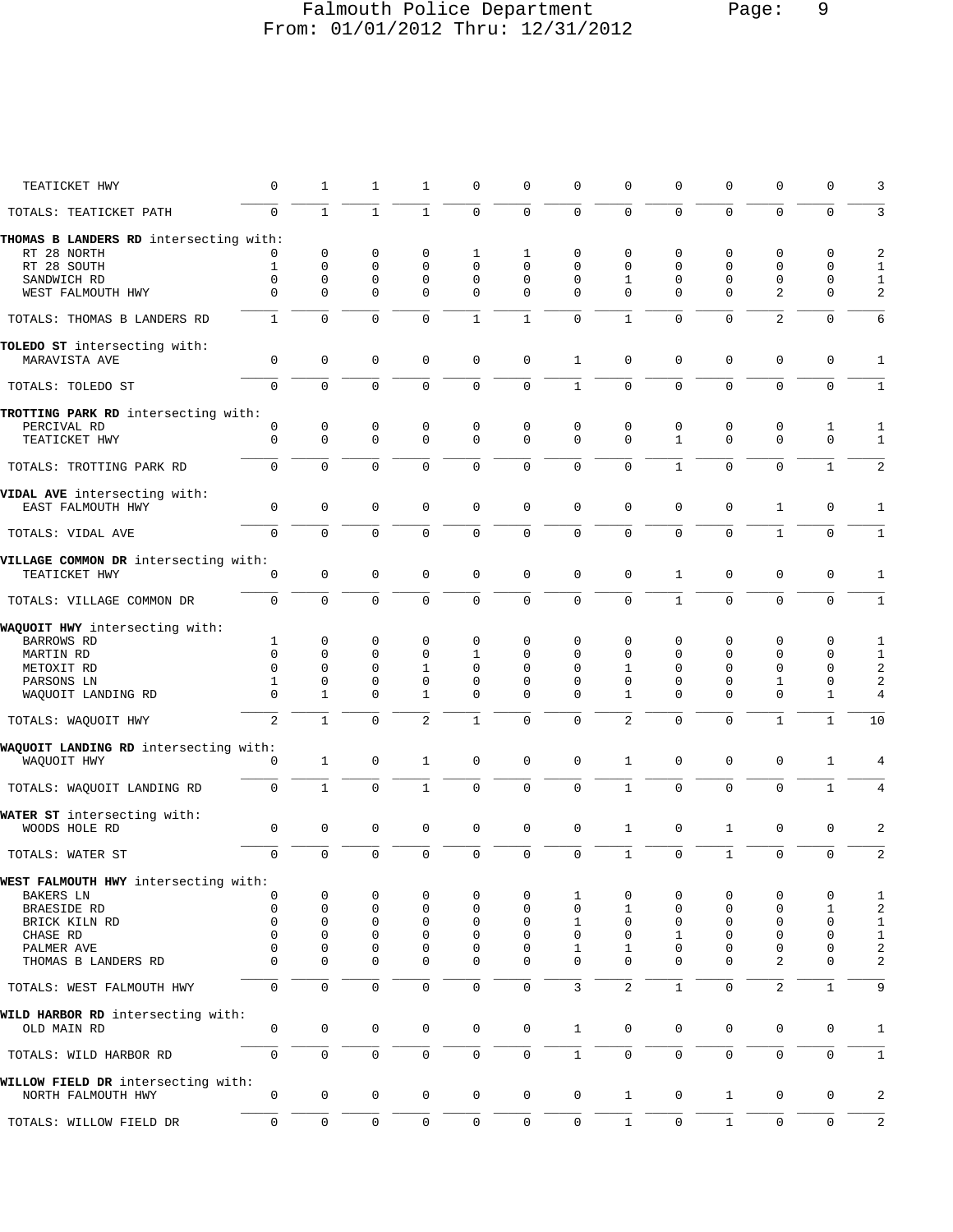| | | | | | | | | | | | | | |
|---|---|---|---|---|---|---|---|---|---|---|---|---|---|
| TEATICKET HWY | 0 | 1 | 1 | 1 | 0 | 0 | 0 | 0 | 0 | 0 | 0 | 0 | 3 |
| TOTALS: TEATICKET PATH | 0 | 1 | 1 | 1 | 0 | 0 | 0 | 0 | 0 | 0 | 0 | 0 | 3 |
| **THOMAS B LANDERS RD** intersecting with: | | | | | | | | | | | | | |
| RT 28 NORTH | 0 | 0 | 0 | 0 | 1 | 1 | 0 | 0 | 0 | 0 | 0 | 0 | 2 |
| RT 28 SOUTH | 1 | 0 | 0 | 0 | 0 | 0 | 0 | 0 | 0 | 0 | 0 | 0 | 1 |
| SANDWICH RD | 0 | 0 | 0 | 0 | 0 | 0 | 0 | 1 | 0 | 0 | 0 | 0 | 1 |
| WEST FALMOUTH HWY | 0 | 0 | 0 | 0 | 0 | 0 | 0 | 0 | 0 | 0 | 2 | 0 | 2 |
| TOTALS: THOMAS B LANDERS RD | 1 | 0 | 0 | 0 | 1 | 1 | 0 | 1 | 0 | 0 | 2 | 0 | 6 |
| **TOLEDO ST** intersecting with: | | | | | | | | | | | | | |
| MARAVISTA AVE | 0 | 0 | 0 | 0 | 0 | 0 | 1 | 0 | 0 | 0 | 0 | 0 | 1 |
| TOTALS: TOLEDO ST | 0 | 0 | 0 | 0 | 0 | 0 | 1 | 0 | 0 | 0 | 0 | 0 | 1 |
| **TROTTING PARK RD** intersecting with: | | | | | | | | | | | | | |
| PERCIVAL RD | 0 | 0 | 0 | 0 | 0 | 0 | 0 | 0 | 0 | 0 | 0 | 1 | 1 |
| TEATICKET HWY | 0 | 0 | 0 | 0 | 0 | 0 | 0 | 0 | 1 | 0 | 0 | 0 | 1 |
| TOTALS: TROTTING PARK RD | 0 | 0 | 0 | 0 | 0 | 0 | 0 | 0 | 1 | 0 | 0 | 1 | 2 |
| **VIDAL AVE** intersecting with: | | | | | | | | | | | | | |
| EAST FALMOUTH HWY | 0 | 0 | 0 | 0 | 0 | 0 | 0 | 0 | 0 | 0 | 1 | 0 | 1 |
| TOTALS: VIDAL AVE | 0 | 0 | 0 | 0 | 0 | 0 | 0 | 0 | 0 | 0 | 1 | 0 | 1 |
| **VILLAGE COMMON DR** intersecting with: | | | | | | | | | | | | | |
| TEATICKET HWY | 0 | 0 | 0 | 0 | 0 | 0 | 0 | 0 | 1 | 0 | 0 | 0 | 1 |
| TOTALS: VILLAGE COMMON DR | 0 | 0 | 0 | 0 | 0 | 0 | 0 | 0 | 1 | 0 | 0 | 0 | 1 |
| **WAQUOIT HWY** intersecting with: | | | | | | | | | | | | | |
| BARROWS RD | 1 | 0 | 0 | 0 | 0 | 0 | 0 | 0 | 0 | 0 | 0 | 0 | 1 |
| MARTIN RD | 0 | 0 | 0 | 0 | 1 | 0 | 0 | 0 | 0 | 0 | 0 | 0 | 1 |
| METOXIT RD | 0 | 0 | 0 | 1 | 0 | 0 | 0 | 1 | 0 | 0 | 0 | 0 | 2 |
| PARSONS LN | 1 | 0 | 0 | 0 | 0 | 0 | 0 | 0 | 0 | 0 | 1 | 0 | 2 |
| WAQUOIT LANDING RD | 0 | 1 | 0 | 1 | 0 | 0 | 0 | 1 | 0 | 0 | 0 | 1 | 4 |
| TOTALS: WAQUOIT HWY | 2 | 1 | 0 | 2 | 1 | 0 | 0 | 2 | 0 | 0 | 1 | 1 | 10 |
| **WAQUOIT LANDING RD** intersecting with: | | | | | | | | | | | | | |
| WAQUOIT HWY | 0 | 1 | 0 | 1 | 0 | 0 | 0 | 1 | 0 | 0 | 0 | 1 | 4 |
| TOTALS: WAQUOIT LANDING RD | 0 | 1 | 0 | 1 | 0 | 0 | 0 | 1 | 0 | 0 | 0 | 1 | 4 |
| **WATER ST** intersecting with: | | | | | | | | | | | | | |
| WOODS HOLE RD | 0 | 0 | 0 | 0 | 0 | 0 | 0 | 1 | 0 | 1 | 0 | 0 | 2 |
| TOTALS: WATER ST | 0 | 0 | 0 | 0 | 0 | 0 | 0 | 1 | 0 | 1 | 0 | 0 | 2 |
| **WEST FALMOUTH HWY** intersecting with: | | | | | | | | | | | | | |
| BAKERS LN | 0 | 0 | 0 | 0 | 0 | 0 | 1 | 0 | 0 | 0 | 0 | 0 | 1 |
| BRAESIDE RD | 0 | 0 | 0 | 0 | 0 | 0 | 0 | 1 | 0 | 0 | 0 | 1 | 2 |
| BRICK KILN RD | 0 | 0 | 0 | 0 | 0 | 0 | 1 | 0 | 0 | 0 | 0 | 0 | 1 |
| CHASE RD | 0 | 0 | 0 | 0 | 0 | 0 | 0 | 0 | 1 | 0 | 0 | 0 | 1 |
| PALMER AVE | 0 | 0 | 0 | 0 | 0 | 0 | 1 | 1 | 0 | 0 | 0 | 0 | 2 |
| THOMAS B LANDERS RD | 0 | 0 | 0 | 0 | 0 | 0 | 0 | 0 | 0 | 0 | 2 | 0 | 2 |
| TOTALS: WEST FALMOUTH HWY | 0 | 0 | 0 | 0 | 0 | 0 | 3 | 2 | 1 | 0 | 2 | 1 | 9 |
| **WILD HARBOR RD** intersecting with: | | | | | | | | | | | | | |
| OLD MAIN RD | 0 | 0 | 0 | 0 | 0 | 0 | 1 | 0 | 0 | 0 | 0 | 0 | 1 |
| TOTALS: WILD HARBOR RD | 0 | 0 | 0 | 0 | 0 | 0 | 1 | 0 | 0 | 0 | 0 | 0 | 1 |
| **WILLOW FIELD DR** intersecting with: | | | | | | | | | | | | | |
| NORTH FALMOUTH HWY | 0 | 0 | 0 | 0 | 0 | 0 | 0 | 1 | 0 | 1 | 0 | 0 | 2 |
| TOTALS: WILLOW FIELD DR | 0 | 0 | 0 | 0 | 0 | 0 | 0 | 1 | 0 | 1 | 0 | 0 | 2 |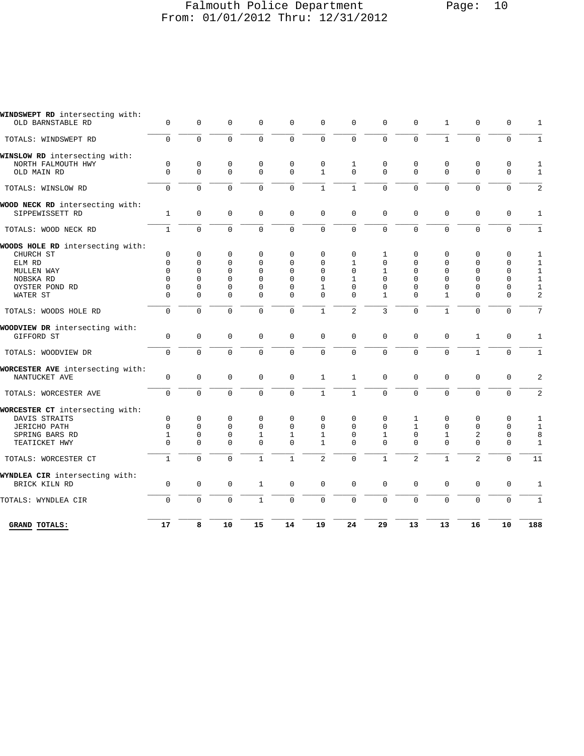| | | | | | | | | | | | | | |
|---|---|---|---|---|---|---|---|---|---|---|---|---|---|
| **WINDSWEPT RD** intersecting with: | | | | | | | | | | | | | |
| OLD BARNSTABLE RD | 0 | 0 | 0 | 0 | 0 | 0 | 0 | 0 | 0 | 1 | 0 | 0 | 1 |
| TOTALS: WINDSWEPT RD | 0 | 0 | 0 | 0 | 0 | 0 | 0 | 0 | 0 | 1 | 0 | 0 | 1 |
| **WINSLOW RD** intersecting with: | | | | | | | | | | | | | |
| NORTH FALMOUTH HWY | 0 | 0 | 0 | 0 | 0 | 0 | 1 | 0 | 0 | 0 | 0 | 0 | 1 |
| OLD MAIN RD | 0 | 0 | 0 | 0 | 0 | 1 | 0 | 0 | 0 | 0 | 0 | 0 | 1 |
| TOTALS: WINSLOW RD | 0 | 0 | 0 | 0 | 0 | 1 | 1 | 0 | 0 | 0 | 0 | 0 | 2 |
| **WOOD NECK RD** intersecting with: | | | | | | | | | | | | | |
| SIPPEWISSETT RD | 1 | 0 | 0 | 0 | 0 | 0 | 0 | 0 | 0 | 0 | 0 | 0 | 1 |
| TOTALS: WOOD NECK RD | 1 | 0 | 0 | 0 | 0 | 0 | 0 | 0 | 0 | 0 | 0 | 0 | 1 |
| **WOODS HOLE RD** intersecting with: | | | | | | | | | | | | | |
| CHURCH ST | 0 | 0 | 0 | 0 | 0 | 0 | 0 | 1 | 0 | 0 | 0 | 0 | 1 |
| ELM RD | 0 | 0 | 0 | 0 | 0 | 0 | 1 | 0 | 0 | 0 | 0 | 0 | 1 |
| MULLEN WAY | 0 | 0 | 0 | 0 | 0 | 0 | 0 | 1 | 0 | 0 | 0 | 0 | 1 |
| NOBSKA RD | 0 | 0 | 0 | 0 | 0 | 0 | 1 | 0 | 0 | 0 | 0 | 0 | 1 |
| OYSTER POND RD | 0 | 0 | 0 | 0 | 0 | 1 | 0 | 0 | 0 | 0 | 0 | 0 | 1 |
| WATER ST | 0 | 0 | 0 | 0 | 0 | 0 | 0 | 1 | 0 | 1 | 0 | 0 | 2 |
| TOTALS: WOODS HOLE RD | 0 | 0 | 0 | 0 | 0 | 1 | 2 | 3 | 0 | 1 | 0 | 0 | 7 |
| **WOODVIEW DR** intersecting with: | | | | | | | | | | | | | |
| GIFFORD ST | 0 | 0 | 0 | 0 | 0 | 0 | 0 | 0 | 0 | 0 | 1 | 0 | 1 |
| TOTALS: WOODVIEW DR | 0 | 0 | 0 | 0 | 0 | 0 | 0 | 0 | 0 | 0 | 1 | 0 | 1 |
| **WORCESTER AVE** intersecting with: | | | | | | | | | | | | | |
| NANTUCKET AVE | 0 | 0 | 0 | 0 | 0 | 1 | 1 | 0 | 0 | 0 | 0 | 0 | 2 |
| TOTALS: WORCESTER AVE | 0 | 0 | 0 | 0 | 0 | 1 | 1 | 0 | 0 | 0 | 0 | 0 | 2 |
| **WORCESTER CT** intersecting with: | | | | | | | | | | | | | |
| DAVIS STRAITS | 0 | 0 | 0 | 0 | 0 | 0 | 0 | 0 | 1 | 0 | 0 | 0 | 1 |
| JERICHO PATH | 0 | 0 | 0 | 0 | 0 | 0 | 0 | 0 | 1 | 0 | 0 | 0 | 1 |
| SPRING BARS RD | 1 | 0 | 0 | 1 | 1 | 1 | 0 | 1 | 0 | 1 | 2 | 0 | 8 |
| TEATICKET HWY | 0 | 0 | 0 | 0 | 0 | 1 | 0 | 0 | 0 | 0 | 0 | 0 | 1 |
| TOTALS: WORCESTER CT | 1 | 0 | 0 | 1 | 1 | 2 | 0 | 1 | 2 | 1 | 2 | 0 | 11 |
| **WYNDLEA CIR** intersecting with: | | | | | | | | | | | | | |
| BRICK KILN RD | 0 | 0 | 0 | 1 | 0 | 0 | 0 | 0 | 0 | 0 | 0 | 0 | 1 |
| TOTALS: WYNDLEA CIR | 0 | 0 | 0 | 1 | 0 | 0 | 0 | 0 | 0 | 0 | 0 | 0 | 1 |
| **GRAND TOTALS:** | **17** | **8** | **10** | **15** | **14** | **19** | **24** | **29** | **13** | **13** | **16** | **10** | **188** |